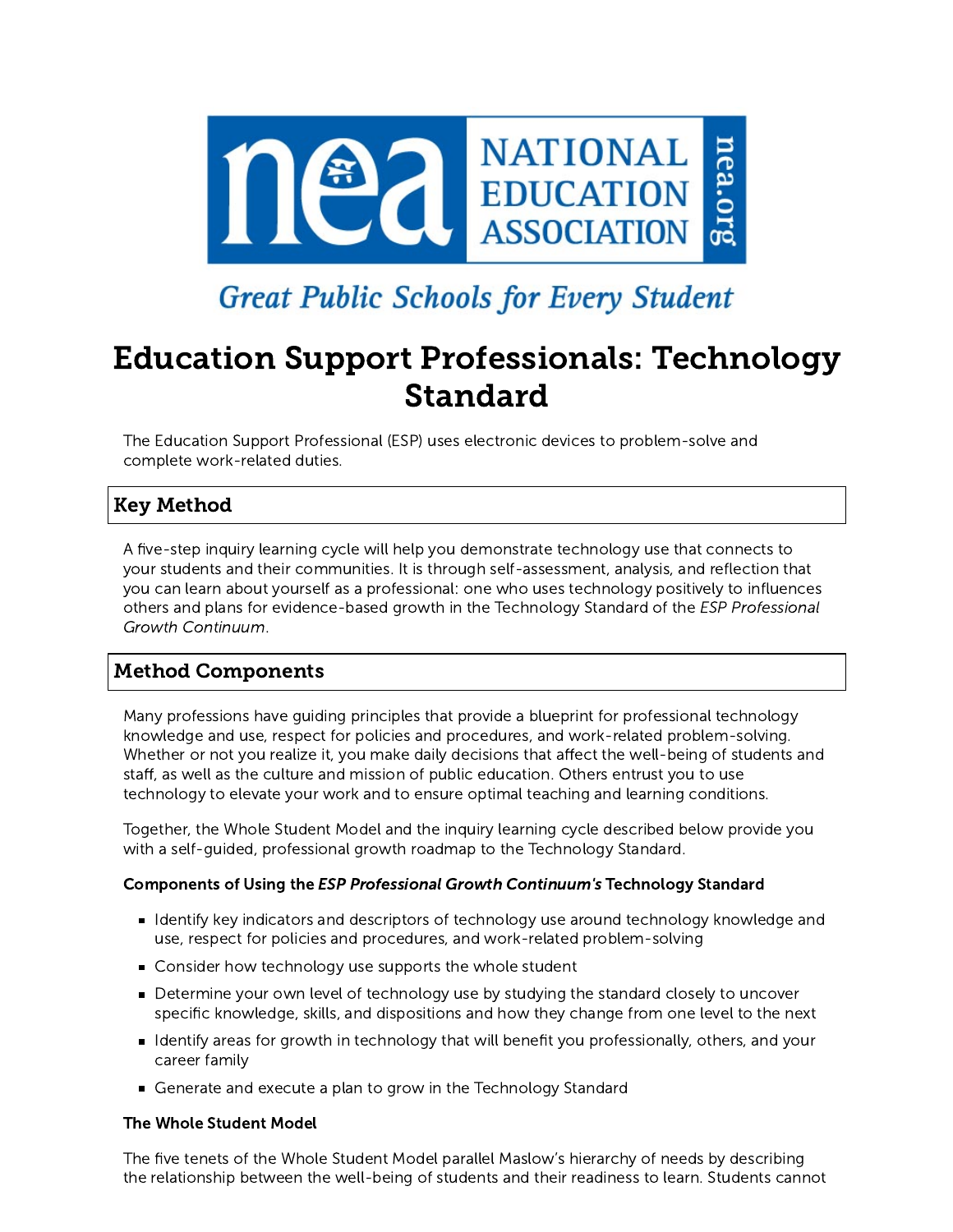NEA NATIONAL EDUCATION ASSOCIATION nea.org

*Great Public Schools for Every Student*

# Education Support Professionals: Technology Standard

The Education Support Professional (ESP) uses electronic devices to problem-solve and complete work-related duties.

## Key Method

A five-step inquiry learning cycle will help you demonstrate technology use that connects to your students and their communities. It is through self-assessment, analysis, and reflection that you can learn about yourself as a professional: one who uses technology positively to influences others and plans for evidence-based growth in the Technology Standard of the *ESP Professional Growth Continuum*.

## Method Components

Many professions have guiding principles that provide a blueprint for professional technology knowledge and use, respect for policies and procedures, and work-related problem-solving. Whether or not you realize it, you make daily decisions that affect the well-being of students and staff, as well as the culture and mission of public education. Others entrust you to use technology to elevate your work and to ensure optimal teaching and learning conditions.

Together, the Whole Student Model and the inquiry learning cycle described below provide you with a self-guided, professional growth roadmap to the Technology Standard.

**Components of Using the *ESP Professional Growth Continuum's* Technology Standard**

- Identify key indicators and descriptors of technology use around technology knowledge and use, respect for policies and procedures, and work-related problem-solving
- Consider how technology use supports the whole student
- Determine your own level of technology use by studying the standard closely to uncover specific knowledge, skills, and dispositions and how they change from one level to the next
- Identify areas for growth in technology that will benefit you professionally, others, and your career family
- Generate and execute a plan to grow in the Technology Standard

**The Whole Student Model**

The five tenets of the Whole Student Model parallel Maslow's hierarchy of needs by describing the relationship between the well-being of students and their readiness to learn. Students cannot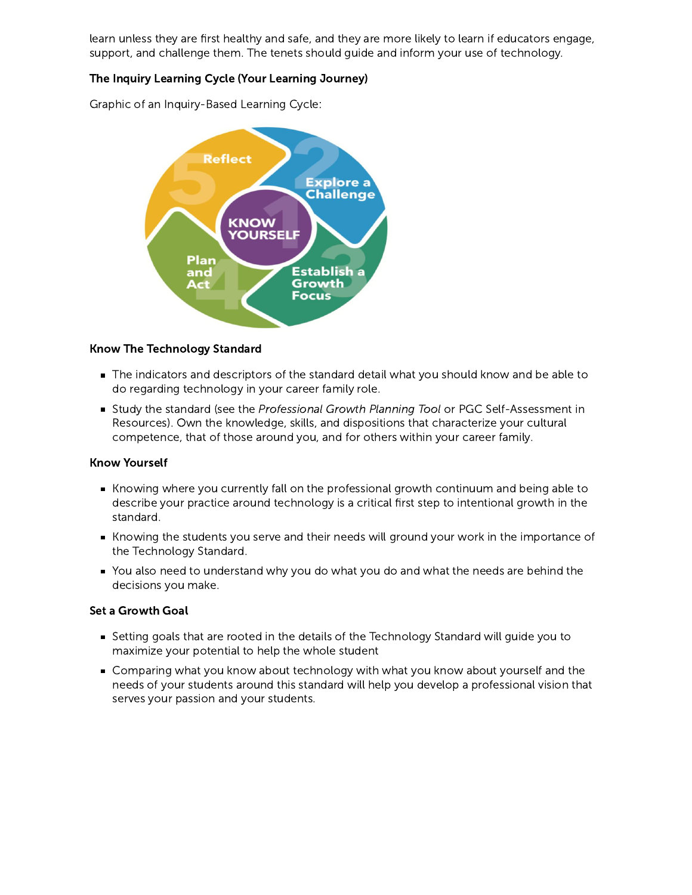learn unless they are first healthy and safe, and they are more likely to learn if educators engage, support, and challenge them. The tenets should guide and inform your use of technology.

**The Inquiry Learning Cycle (Your Learning Journey)**

Graphic of an Inquiry-Based Learning Cycle:

**Know The Technology Standard**

- The indicators and descriptors of the standard detail what you should know and be able to do regarding technology in your career family role.
- Study the standard (see the *Professional Growth Planning Tool* or PGC Self-Assessment in Resources). Own the knowledge, skills, and dispositions that characterize your cultural competence, that of those around you, and for others within your career family.

**Know Yourself**

- Knowing where you currently fall on the professional growth continuum and being able to describe your practice around technology is a critical first step to intentional growth in the standard.
- Knowing the students you serve and their needs will ground your work in the importance of the Technology Standard.
- You also need to understand why you do what you do and what the needs are behind the decisions you make.

**Set a Growth Goal**

- Setting goals that are rooted in the details of the Technology Standard will guide you to maximize your potential to help the whole student
- Comparing what you know about technology with what you know about yourself and the needs of your students around this standard will help you develop a professional vision that serves your passion and your students.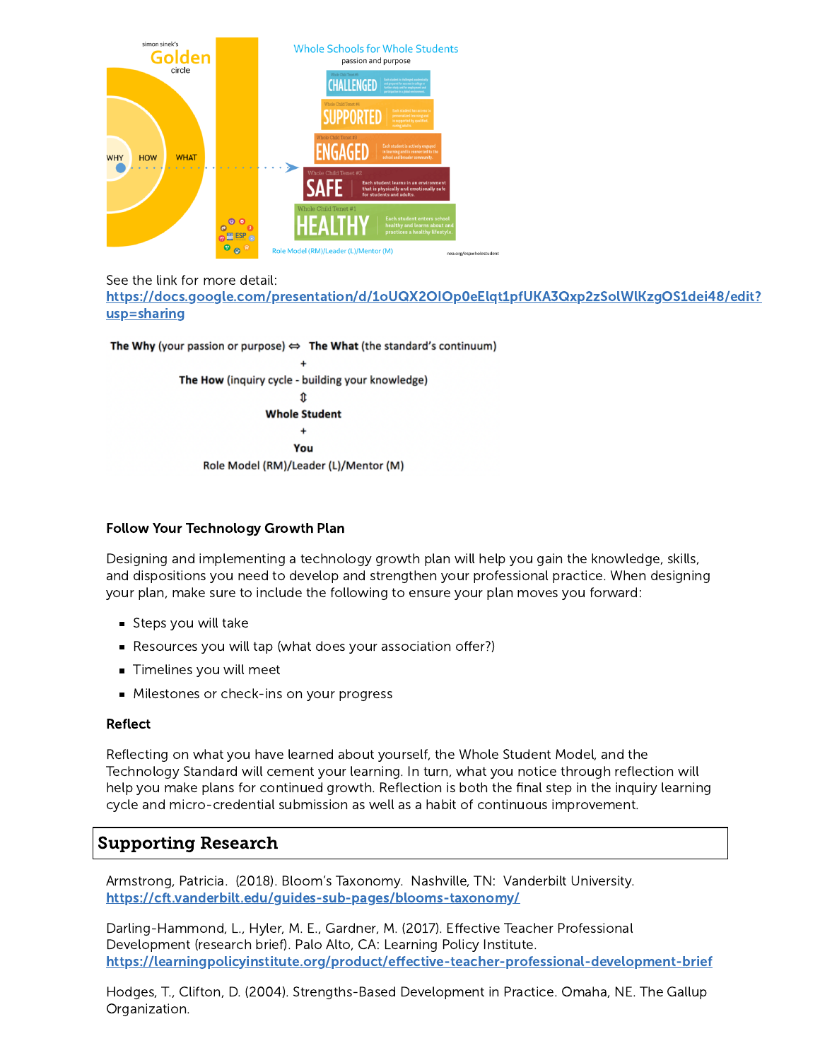See the link for more detail: https://docs.google.com/presentation/d/1oUQX2OlOp0eElqt1pfUKA3Qxp2zSolWlKzgOS1dei48/edit?usp=sharing

**The Why** (your passion or purpose) ⇔ **The What** (the standard's continuum)

\+

**The How** (inquiry cycle - building your knowledge)

⇕

**Whole Student**

\+

**You**

Role Model (RM)/Leader (L)/Mentor (M)

**Follow Your Technology Growth Plan**

Designing and implementing a technology growth plan will help you gain the knowledge, skills, and dispositions you need to develop and strengthen your professional practice. When designing your plan, make sure to include the following to ensure your plan moves you forward:

- Steps you will take
- Resources you will tap (what does your association offer?)
- Timelines you will meet
- Milestones or check-ins on your progress

**Reflect**

Reflecting on what you have learned about yourself, the Whole Student Model, and the Technology Standard will cement your learning. In turn, what you notice through reflection will help you make plans for continued growth. Reflection is both the final step in the inquiry learning cycle and micro-credential submission as well as a habit of continuous improvement.

## Supporting Research

Armstrong, Patricia. (2018). Bloom's Taxonomy. Nashville, TN: Vanderbilt University. https://cft.vanderbilt.edu/guides-sub-pages/blooms-taxonomy/

Darling-Hammond, L., Hyler, M. E., Gardner, M. (2017). Effective Teacher Professional Development (research brief). Palo Alto, CA: Learning Policy Institute. https://learningpolicyinstitute.org/product/effective-teacher-professional-development-brief

Hodges, T., Clifton, D. (2004). Strengths-Based Development in Practice. Omaha, NE. The Gallup Organization.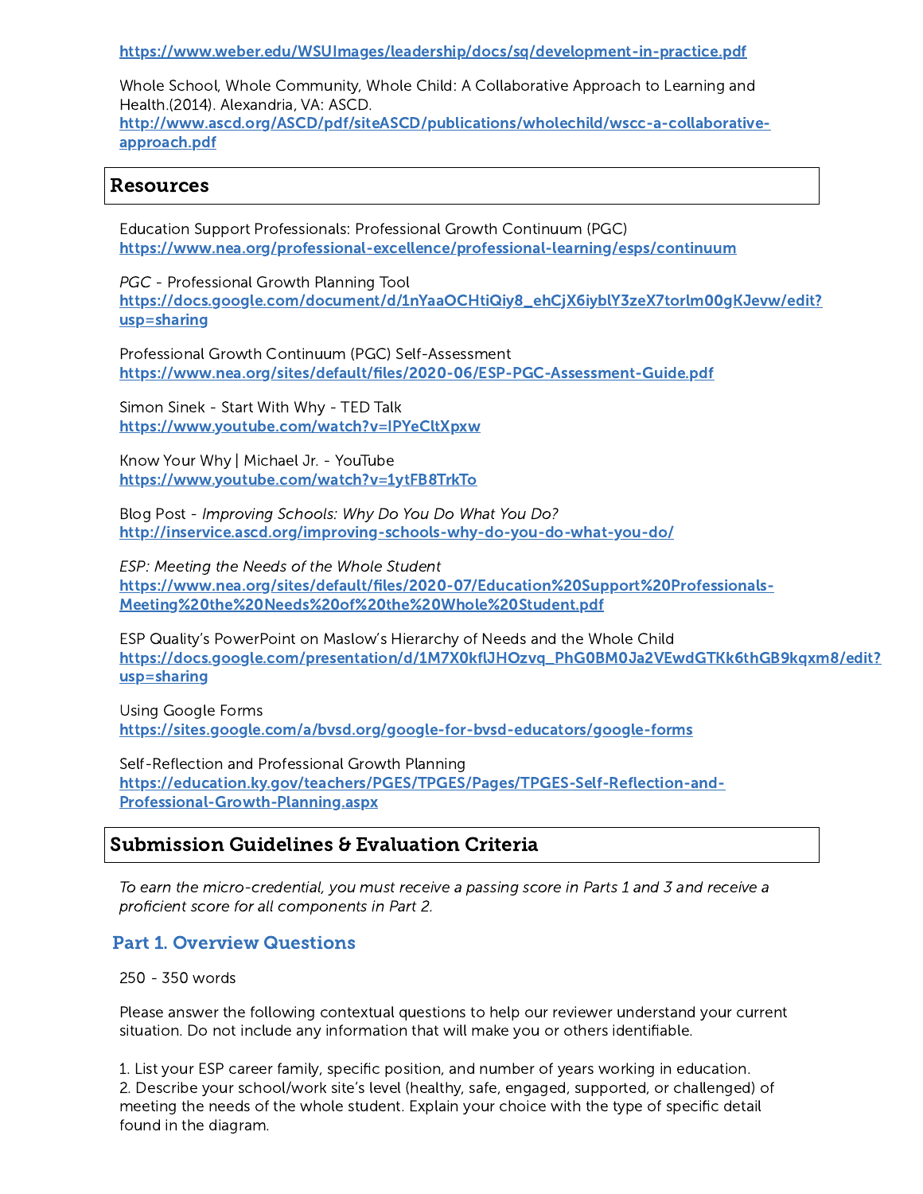https://www.weber.edu/WSUImages/leadership/docs/sq/development-in-practice.pdf

Whole School, Whole Community, Whole Child: A Collaborative Approach to Learning and Health.(2014). Alexandria, VA: ASCD.
http://www.ascd.org/ASCD/pdf/siteASCD/publications/wholechild/wscc-a-collaborative-approach.pdf

## Resources

Education Support Professionals: Professional Growth Continuum (PGC)
https://www.nea.org/professional-excellence/professional-learning/esps/continuum

*PGC* - Professional Growth Planning Tool
https://docs.google.com/document/d/1nYaaOCHtiQiy8_ehCjX6iyblY3zeX7torlm00gKJevw/edit?usp=sharing

Professional Growth Continuum (PGC) Self-Assessment
https://www.nea.org/sites/default/files/2020-06/ESP-PGC-Assessment-Guide.pdf

Simon Sinek - Start With Why - TED Talk
https://www.youtube.com/watch?v=IPYeCltXpxw

Know Your Why | Michael Jr. - YouTube
https://www.youtube.com/watch?v=1ytFB8TrkTo

Blog Post - *Improving Schools: Why Do You Do What You Do?*
http://inservice.ascd.org/improving-schools-why-do-you-do-what-you-do/

*ESP: Meeting the Needs of the Whole Student*
https://www.nea.org/sites/default/files/2020-07/Education%20Support%20Professionals-Meeting%20the%20Needs%20of%20the%20Whole%20Student.pdf

ESP Quality's PowerPoint on Maslow's Hierarchy of Needs and the Whole Child
https://docs.google.com/presentation/d/1M7X0kflJHOzvq_PhG0BM0Ja2VEwdGTKk6thGB9kqxm8/edit?usp=sharing

Using Google Forms
https://sites.google.com/a/bvsd.org/google-for-bvsd-educators/google-forms

Self-Reflection and Professional Growth Planning
https://education.ky.gov/teachers/PGES/TPGES/Pages/TPGES-Self-Reflection-and-Professional-Growth-Planning.aspx

## Submission Guidelines & Evaluation Criteria

*To earn the micro-credential, you must receive a passing score in Parts 1 and 3 and receive a proficient score for all components in Part 2.*

### Part 1. Overview Questions

250 - 350 words

Please answer the following contextual questions to help our reviewer understand your current situation. Do not include any information that will make you or others identifiable.

1. List your ESP career family, specific position, and number of years working in education.
2. Describe your school/work site's level (healthy, safe, engaged, supported, or challenged) of meeting the needs of the whole student. Explain your choice with the type of specific detail found in the diagram.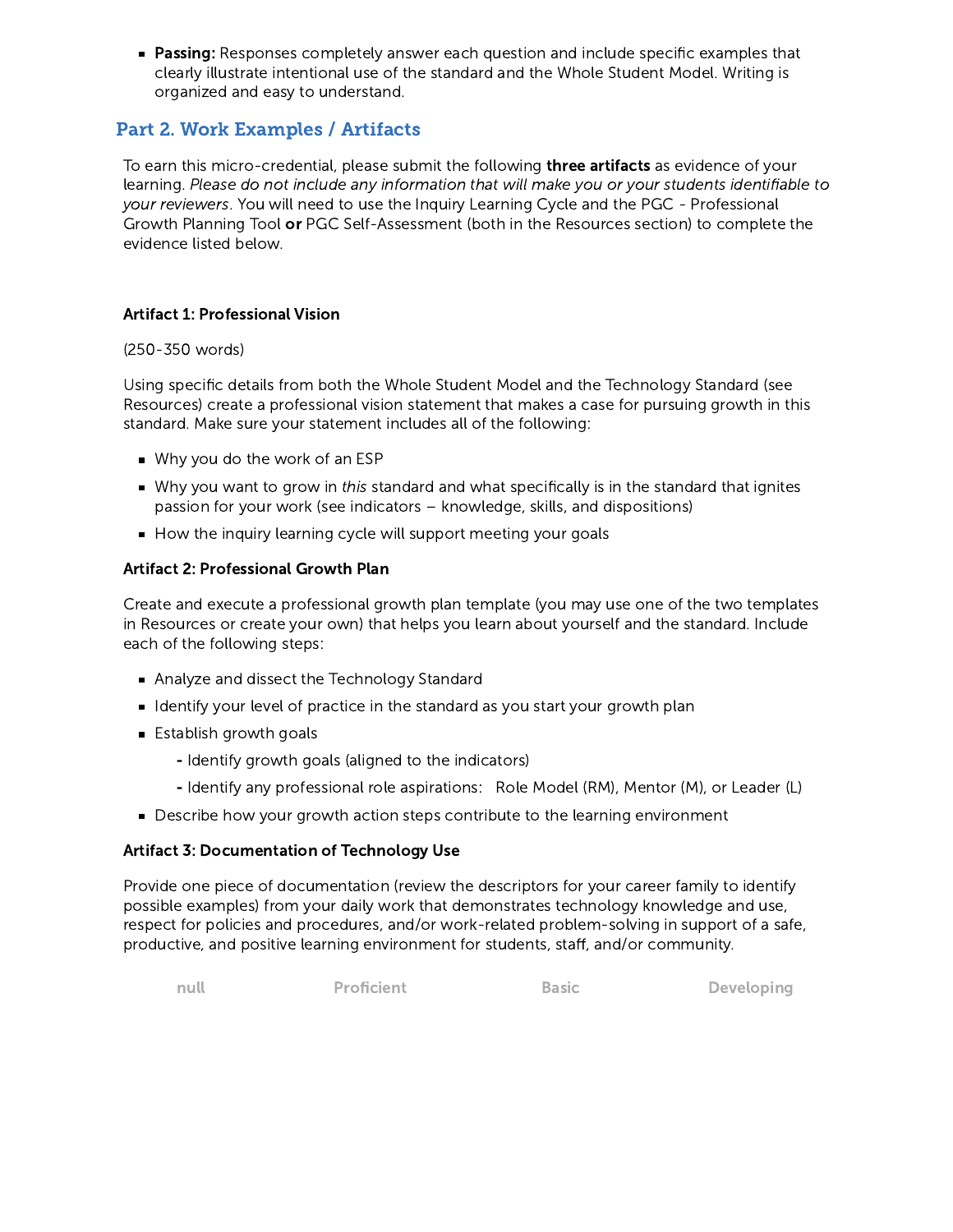- **Passing:** Responses completely answer each question and include specific examples that clearly illustrate intentional use of the standard and the Whole Student Model. Writing is organized and easy to understand.

## Part 2. Work Examples / Artifacts

To earn this micro-credential, please submit the following **three artifacts** as evidence of your learning. *Please do not include any information that will make you or your students identifiable to your reviewers*. You will need to use the Inquiry Learning Cycle and the PGC - Professional Growth Planning Tool **or** PGC Self-Assessment (both in the Resources section) to complete the evidence listed below.

**Artifact 1: Professional Vision**

(250-350 words)

Using specific details from both the Whole Student Model and the Technology Standard (see Resources) create a professional vision statement that makes a case for pursuing growth in this standard. Make sure your statement includes all of the following:

- Why you do the work of an ESP
- Why you want to grow in *this* standard and what specifically is in the standard that ignites passion for your work (see indicators – knowledge, skills, and dispositions)
- How the inquiry learning cycle will support meeting your goals

**Artifact 2: Professional Growth Plan**

Create and execute a professional growth plan template (you may use one of the two templates in Resources or create your own) that helps you learn about yourself and the standard. Include each of the following steps:

- Analyze and dissect the Technology Standard
- Identify your level of practice in the standard as you start your growth plan
- Establish growth goals
  - Identify growth goals (aligned to the indicators)
  - Identify any professional role aspirations: Role Model (RM), Mentor (M), or Leader (L)
- Describe how your growth action steps contribute to the learning environment

**Artifact 3: Documentation of Technology Use**

Provide one piece of documentation (review the descriptors for your career family to identify possible examples) from your daily work that demonstrates technology knowledge and use, respect for policies and procedures, and/or work-related problem-solving in support of a safe, productive, and positive learning environment for students, staff, and/or community.

| null | Proficient | Basic | Developing |
|---|---|---|---|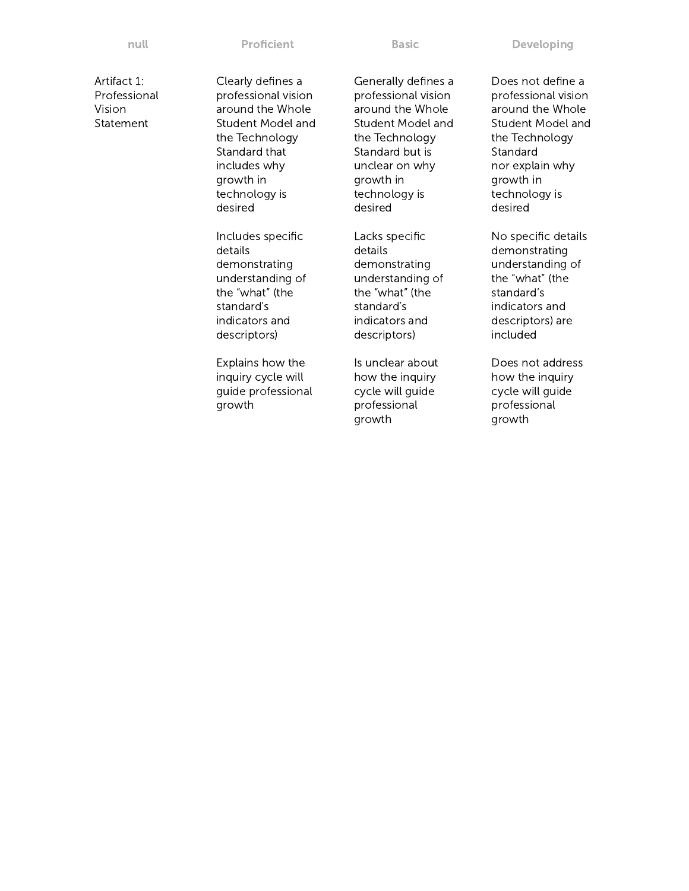| null | Proficient | Basic | Developing |
| --- | --- | --- | --- |
| Artifact 1: Professional Vision Statement | Clearly defines a professional vision around the Whole Student Model and the Technology Standard that includes why growth in technology is desired<br><br>Includes specific details demonstrating understanding of the "what" (the standard's indicators and descriptors)<br><br>Explains how the inquiry cycle will guide professional growth | Generally defines a professional vision around the Whole Student Model and the Technology Standard but is unclear on why growth in technology is desired<br><br>Lacks specific details demonstrating understanding of the "what" (the standard's indicators and descriptors)<br><br>Is unclear about how the inquiry cycle will guide professional growth | Does not define a professional vision around the Whole Student Model and the Technology Standard nor explain why growth in technology is desired<br><br>No specific details demonstrating understanding of the "what" (the standard's indicators and descriptors) are included<br><br>Does not address how the inquiry cycle will guide professional growth |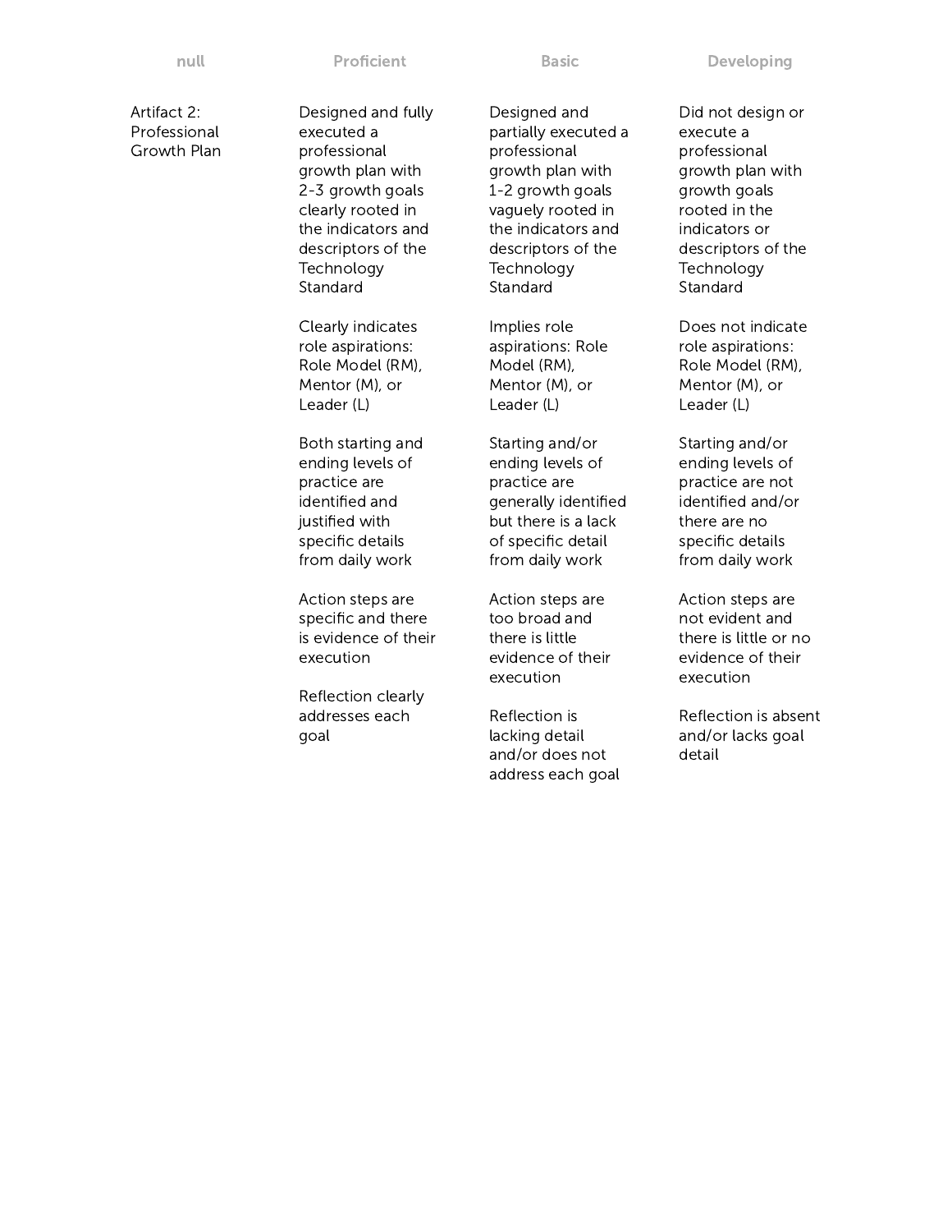| null | Proficient | Basic | Developing |
|---|---|---|---|
| Artifact 2: Professional Growth Plan | Designed and fully executed a professional growth plan with 2-3 growth goals clearly rooted in the indicators and descriptors of the Technology Standard<br><br>Clearly indicates role aspirations: Role Model (RM), Mentor (M), or Leader (L)<br><br>Both starting and ending levels of practice are identified and justified with specific details from daily work<br><br>Action steps are specific and there is evidence of their execution<br><br>Reflection clearly addresses each goal | Designed and partially executed a professional growth plan with 1-2 growth goals vaguely rooted in the indicators and descriptors of the Technology Standard<br><br>Implies role aspirations: Role Model (RM), Mentor (M), or Leader (L)<br><br>Starting and/or ending levels of practice are generally identified but there is a lack of specific detail from daily work<br><br>Action steps are too broad and there is little evidence of their execution<br><br>Reflection is lacking detail and/or does not address each goal | Did not design or execute a professional growth plan with growth goals rooted in the indicators or descriptors of the Technology Standard<br><br>Does not indicate role aspirations: Role Model (RM), Mentor (M), or Leader (L)<br><br>Starting and/or ending levels of practice are not identified and/or there are no specific details from daily work<br><br>Action steps are not evident and there is little or no evidence of their execution<br><br>Reflection is absent and/or lacks goal detail |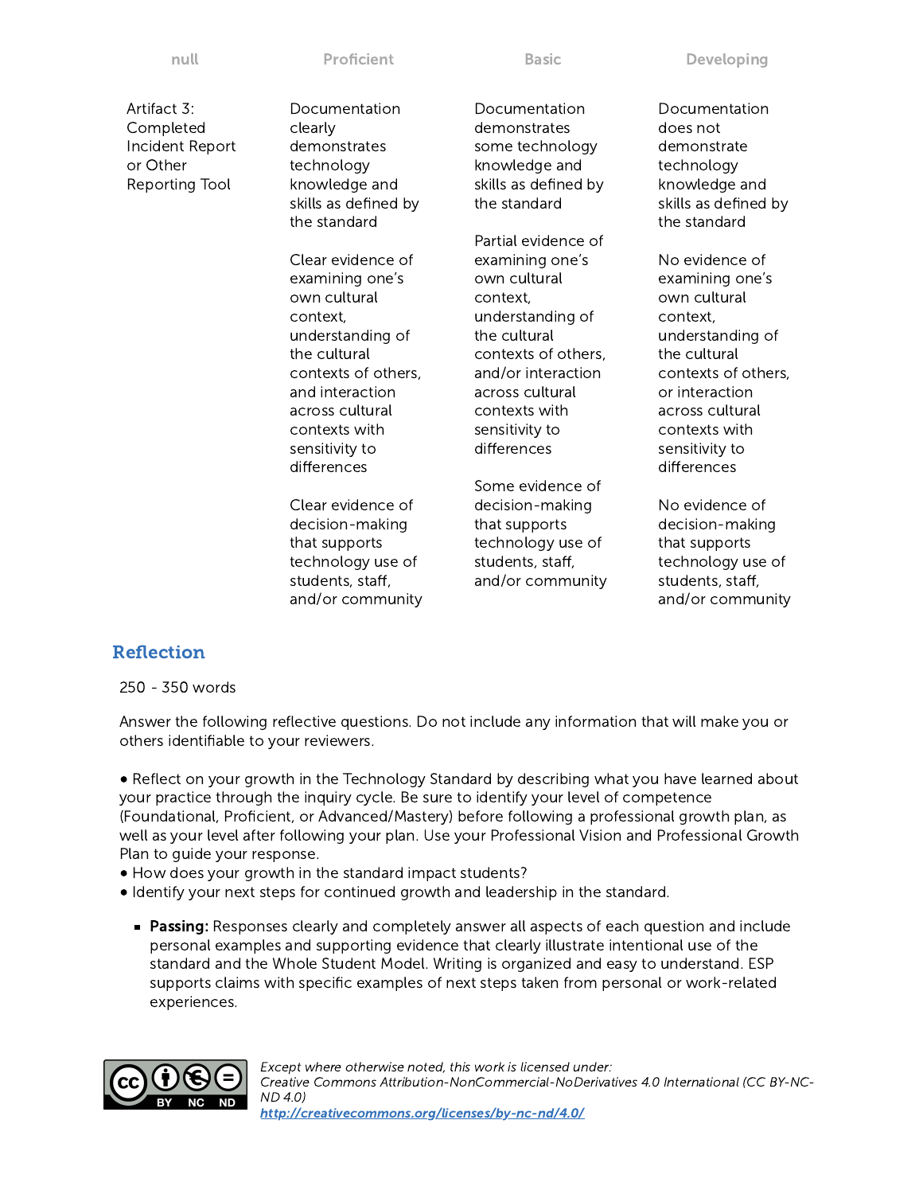| null | Proficient | Basic | Developing |
|---|---|---|---|
| Artifact 3: Completed Incident Report or Other Reporting Tool | Documentation clearly demonstrates technology knowledge and skills as defined by the standard<br><br>Clear evidence of examining one's own cultural context, understanding of the cultural contexts of others, and interaction across cultural contexts with sensitivity to differences<br><br>Clear evidence of decision-making that supports technology use of students, staff, and/or community | Documentation demonstrates some technology knowledge and skills as defined by the standard<br><br>Partial evidence of examining one's own cultural context, understanding of the cultural contexts of others, and/or interaction across cultural contexts with sensitivity to differences<br><br>Some evidence of decision-making that supports technology use of students, staff, and/or community | Documentation does not demonstrate technology knowledge and skills as defined by the standard<br><br>No evidence of examining one's own cultural context, understanding of the cultural contexts of others, or interaction across cultural contexts with sensitivity to differences<br><br>No evidence of decision-making that supports technology use of students, staff, and/or community |

## Reflection

250 - 350 words

Answer the following reflective questions. Do not include any information that will make you or others identifiable to your reviewers.

- Reflect on your growth in the Technology Standard by describing what you have learned about your practice through the inquiry cycle. Be sure to identify your level of competence (Foundational, Proficient, or Advanced/Mastery) before following a professional growth plan, as well as your level after following your plan. Use your Professional Vision and Professional Growth Plan to guide your response.
- How does your growth in the standard impact students?
- Identify your next steps for continued growth and leadership in the standard.
  - **Passing:** Responses clearly and completely answer all aspects of each question and include personal examples and supporting evidence that clearly illustrate intentional use of the standard and the Whole Student Model. Writing is organized and easy to understand. ESP supports claims with specific examples of next steps taken from personal or work-related experiences.

*Except where otherwise noted, this work is licensed under: Creative Commons Attribution-NonCommercial-NoDerivatives 4.0 International (CC BY-NC-ND 4.0) [http://creativecommons.org/licenses/by-nc-nd/4.0/](http://creativecommons.org/licenses/by-nc-nd/4.0/)*